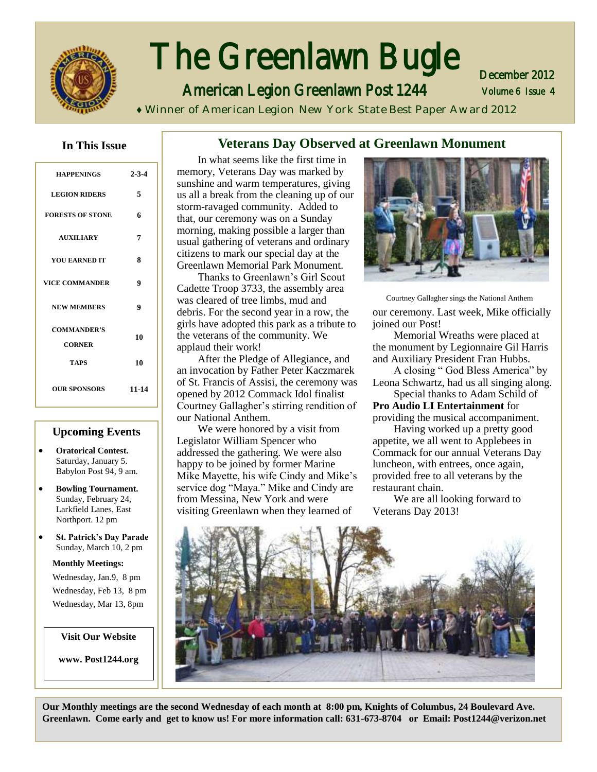# The Greenlawn Bugle

## American Legion Greenlawn Post 1244

December 2012
Volume 6 Issue 4

♦ Winner of American Legion New York State Best Paper Award 2012

### In This Issue

| | |
|---|---|
| HAPPENINGS | 2-3-4 |
| LEGION RIDERS | 5 |
| FORESTS OF STONE | 6 |
| AUXILIARY | 7 |
| YOU EARNED IT | 8 |
| VICE COMMANDER | 9 |
| NEW MEMBERS | 9 |
| COMMANDER'S CORNER | 10 |
| TAPS | 10 |
| OUR SPONSORS | 11-14 |

### Upcoming Events

- **Oratorical Contest.** Saturday, January 5. Babylon Post 94, 9 am.
- **Bowling Tournament.** Sunday, February 24, Larkfield Lanes, East Northport. 12 pm
- **St. Patrick's Day Parade** Sunday, March 10, 2 pm

**Monthly Meetings:**

Wednesday, Jan.9, 8 pm
Wednesday, Feb 13, 8 pm
Wednesday, Mar 13, 8pm

**Visit Our Website**

**www. Post1244.org**

## Veterans Day Observed at Greenlawn Monument

In what seems like the first time in memory, Veterans Day was marked by sunshine and warm temperatures, giving us all a break from the cleaning up of our storm-ravaged community. Added to that, our ceremony was on a Sunday morning, making possible a larger than usual gathering of veterans and ordinary citizens to mark our special day at the Greenlawn Memorial Park Monument.

Thanks to Greenlawn's Girl Scout Cadette Troop 3733, the assembly area was cleared of tree limbs, mud and debris. For the second year in a row, the girls have adopted this park as a tribute to the veterans of the community. We applaud their work!

After the Pledge of Allegiance, and an invocation by Father Peter Kaczmarek of St. Francis of Assisi, the ceremony was opened by 2012 Commack Idol finalist Courtney Gallagher's stirring rendition of our National Anthem.

We were honored by a visit from Legislator William Spencer who addressed the gathering. We were also happy to be joined by former Marine Mike Mayette, his wife Cindy and Mike's service dog "Maya." Mike and Cindy are from Messina, New York and were visiting Greenlawn when they learned of our ceremony. Last week, Mike officially joined our Post!

Courtney Gallagher sings the National Anthem

Memorial Wreaths were placed at the monument by Legionnaire Gil Harris and Auxiliary President Fran Hubbs.

A closing " God Bless America" by Leona Schwartz, had us all singing along.

Special thanks to Adam Schild of **Pro Audio LI Entertainment** for providing the musical accompaniment.

Having worked up a pretty good appetite, we all went to Applebees in Commack for our annual Veterans Day luncheon, with entrees, once again, provided free to all veterans by the restaurant chain.

We are all looking forward to Veterans Day 2013!

**Our Monthly meetings are the second Wednesday of each month at 8:00 pm, Knights of Columbus, 24 Boulevard Ave. Greenlawn. Come early and get to know us! For more information call: 631-673-8704 or Email: Post1244@verizon.net**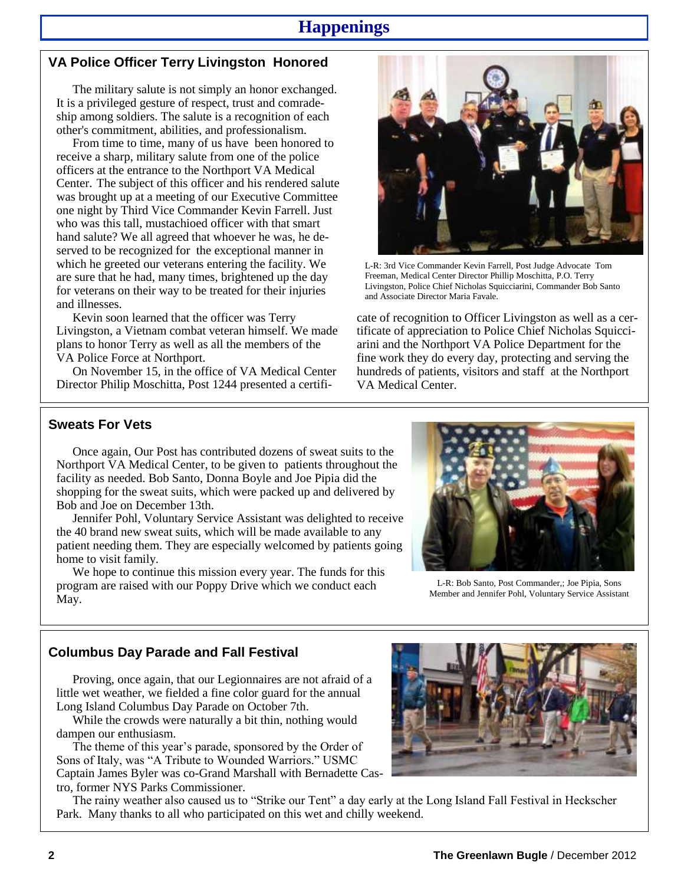# Happenings

## VA Police Officer Terry Livingston Honored

The military salute is not simply an honor exchanged. It is a privileged gesture of respect, trust and comradeship among soldiers. The salute is a recognition of each other's commitment, abilities, and professionalism.

From time to time, many of us have been honored to receive a sharp, military salute from one of the police officers at the entrance to the Northport VA Medical Center. The subject of this officer and his rendered salute was brought up at a meeting of our Executive Committee one night by Third Vice Commander Kevin Farrell. Just who was this tall, mustachioed officer with that smart hand salute? We all agreed that whoever he was, he deserved to be recognized for the exceptional manner in which he greeted our veterans entering the facility. We are sure that he had, many times, brightened up the day for veterans on their way to be treated for their injuries and illnesses.

Kevin soon learned that the officer was Terry Livingston, a Vietnam combat veteran himself. We made plans to honor Terry as well as all the members of the VA Police Force at Northport.

On November 15, in the office of VA Medical Center Director Philip Moschitta, Post 1244 presented a certificate of recognition to Officer Livingston as well as a certificate of appreciation to Police Chief Nicholas Squicciarini and the Northport VA Police Department for the fine work they do every day, protecting and serving the hundreds of patients, visitors and staff at the Northport VA Medical Center.

L-R: 3rd Vice Commander Kevin Farrell, Post Judge Advocate Tom Freeman, Medical Center Director Phillip Moschitta, P.O. Terry Livingston, Police Chief Nicholas Squicciarini, Commander Bob Santo and Associate Director Maria Favale.

## Sweats For Vets

Once again, Our Post has contributed dozens of sweat suits to the Northport VA Medical Center, to be given to patients throughout the facility as needed. Bob Santo, Donna Boyle and Joe Pipia did the shopping for the sweat suits, which were packed up and delivered by Bob and Joe on December 13th.

Jennifer Pohl, Voluntary Service Assistant was delighted to receive the 40 brand new sweat suits, which will be made available to any patient needing them. They are especially welcomed by patients going home to visit family.

We hope to continue this mission every year. The funds for this program are raised with our Poppy Drive which we conduct each May.

L-R: Bob Santo, Post Commander,; Joe Pipia, Sons Member and Jennifer Pohl, Voluntary Service Assistant

## Columbus Day Parade and Fall Festival

Proving, once again, that our Legionnaires are not afraid of a little wet weather, we fielded a fine color guard for the annual Long Island Columbus Day Parade on October 7th.

While the crowds were naturally a bit thin, nothing would dampen our enthusiasm.

The theme of this year's parade, sponsored by the Order of Sons of Italy, was "A Tribute to Wounded Warriors." USMC Captain James Byler was co-Grand Marshall with Bernadette Castro, former NYS Parks Commissioner.

The rainy weather also caused us to "Strike our Tent" a day early at the Long Island Fall Festival in Heckscher Park. Many thanks to all who participated on this wet and chilly weekend.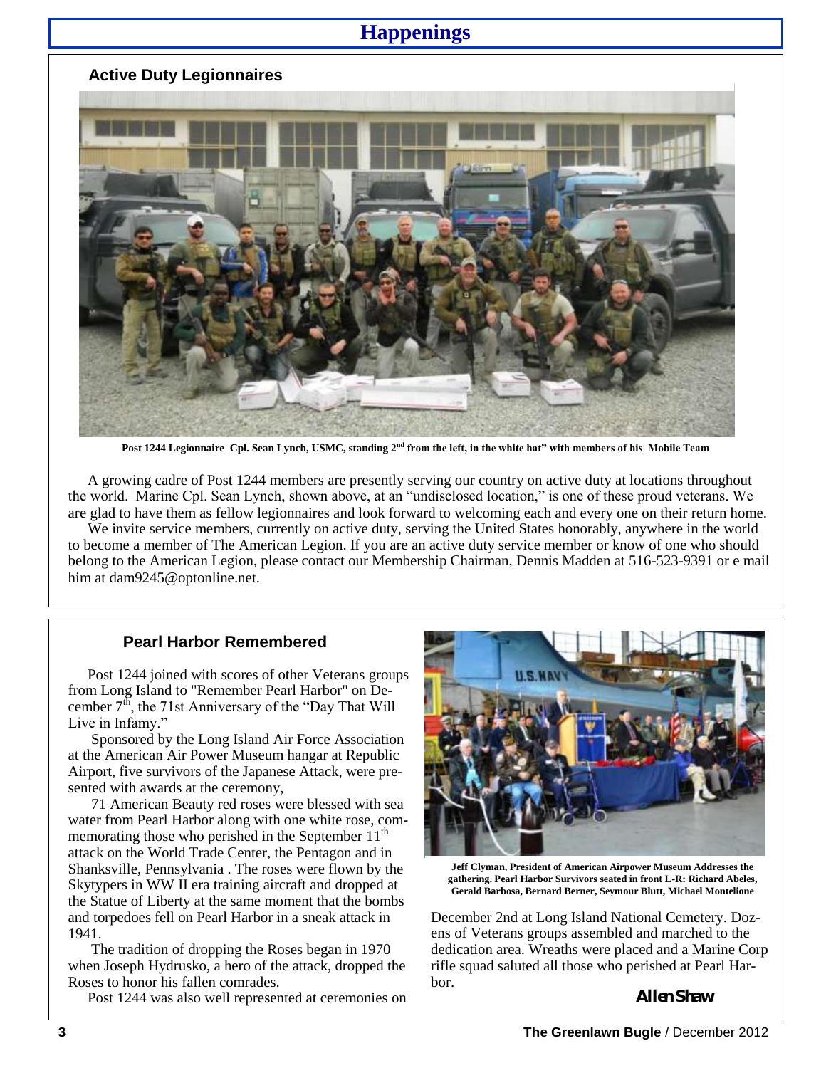# Happenings

## Active Duty Legionnaires

Post 1244 Legionnaire Cpl. Sean Lynch, USMC, standing 2nd from the left, in the white hat" with members of his Mobile Team

A growing cadre of Post 1244 members are presently serving our country on active duty at locations throughout the world. Marine Cpl. Sean Lynch, shown above, at an "undisclosed location," is one of these proud veterans. We are glad to have them as fellow legionnaires and look forward to welcoming each and every one on their return home.

We invite service members, currently on active duty, serving the United States honorably, anywhere in the world to become a member of The American Legion. If you are an active duty service member or know of one who should belong to the American Legion, please contact our Membership Chairman, Dennis Madden at 516-523-9391 or e mail him at dam9245@optonline.net.

## Pearl Harbor Remembered

Post 1244 joined with scores of other Veterans groups from Long Island to "Remember Pearl Harbor" on December 7th, the 71st Anniversary of the "Day That Will Live in Infamy."

Sponsored by the Long Island Air Force Association at the American Air Power Museum hangar at Republic Airport, five survivors of the Japanese Attack, were presented with awards at the ceremony,

71 American Beauty red roses were blessed with sea water from Pearl Harbor along with one white rose, commemorating those who perished in the September 11th attack on the World Trade Center, the Pentagon and in Shanksville, Pennsylvania . The roses were flown by the Skytypers in WW II era training aircraft and dropped at the Statue of Liberty at the same moment that the bombs and torpedoes fell on Pearl Harbor in a sneak attack in 1941.

The tradition of dropping the Roses began in 1970 when Joseph Hydrusko, a hero of the attack, dropped the Roses to honor his fallen comrades.

Post 1244 was also well represented at ceremonies on December 2nd at Long Island National Cemetery. Dozens of Veterans groups assembled and marched to the dedication area. Wreaths were placed and a Marine Corp rifle squad saluted all those who perished at Pearl Harbor.

**Jeff Clyman, President of American Airpower Museum Addresses the gathering. Pearl Harbor Survivors seated in front L-R: Richard Abeles, Gerald Barbosa, Bernard Berner, Seymour Blutt, Michael Montelione**

*Allen Shaw*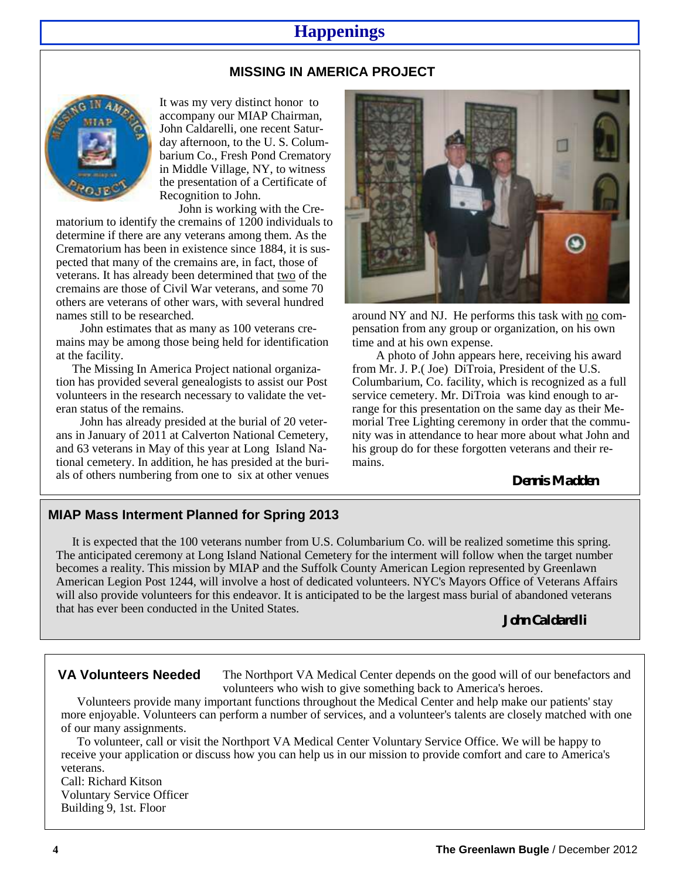# Happenings

## MISSING IN AMERICA PROJECT

It was my very distinct honor to accompany our MIAP Chairman, John Caldarelli, one recent Saturday afternoon, to the U. S. Columbarium Co., Fresh Pond Crematory in Middle Village, NY, to witness the presentation of a Certificate of Recognition to John.

John is working with the Crematorium to identify the cremains of 1200 individuals to determine if there are any veterans among them. As the Crematorium has been in existence since 1884, it is suspected that many of the cremains are, in fact, those of veterans. It has already been determined that two of the cremains are those of Civil War veterans, and some 70 others are veterans of other wars, with several hundred names still to be researched.

John estimates that as many as 100 veterans cremains may be among those being held for identification at the facility.

The Missing In America Project national organization has provided several genealogists to assist our Post volunteers in the research necessary to validate the veteran status of the remains.

John has already presided at the burial of 20 veterans in January of 2011 at Calverton National Cemetery, and 63 veterans in May of this year at Long Island National cemetery. In addition, he has presided at the burials of others numbering from one to six at other venues around NY and NJ. He performs this task with no compensation from any group or organization, on his own time and at his own expense.

A photo of John appears here, receiving his award from Mr. J. P.( Joe) DiTroia, President of the U.S. Columbarium, Co. facility, which is recognized as a full service cemetery. Mr. DiTroia was kind enough to arrange for this presentation on the same day as their Memorial Tree Lighting ceremony in order that the community was in attendance to hear more about what John and his group do for these forgotten veterans and their remains.

***Dennis Madden***

## MIAP Mass Interment Planned for Spring 2013

It is expected that the 100 veterans number from U.S. Columbarium Co. will be realized sometime this spring. The anticipated ceremony at Long Island National Cemetery for the interment will follow when the target number becomes a reality. This mission by MIAP and the Suffolk County American Legion represented by Greenlawn American Legion Post 1244, will involve a host of dedicated volunteers. NYC's Mayors Office of Veterans Affairs will also provide volunteers for this endeavor. It is anticipated to be the largest mass burial of abandoned veterans that has ever been conducted in the United States.

***John Caldarelli***

## VA Volunteers Needed

The Northport VA Medical Center depends on the good will of our benefactors and volunteers who wish to give something back to America's heroes.

Volunteers provide many important functions throughout the Medical Center and help make our patients' stay more enjoyable. Volunteers can perform a number of services, and a volunteer's talents are closely matched with one of our many assignments.

To volunteer, call or visit the Northport VA Medical Center Voluntary Service Office. We will be happy to receive your application or discuss how you can help us in our mission to provide comfort and care to America's veterans.

Call: Richard Kitson
Voluntary Service Officer
Building 9, 1st. Floor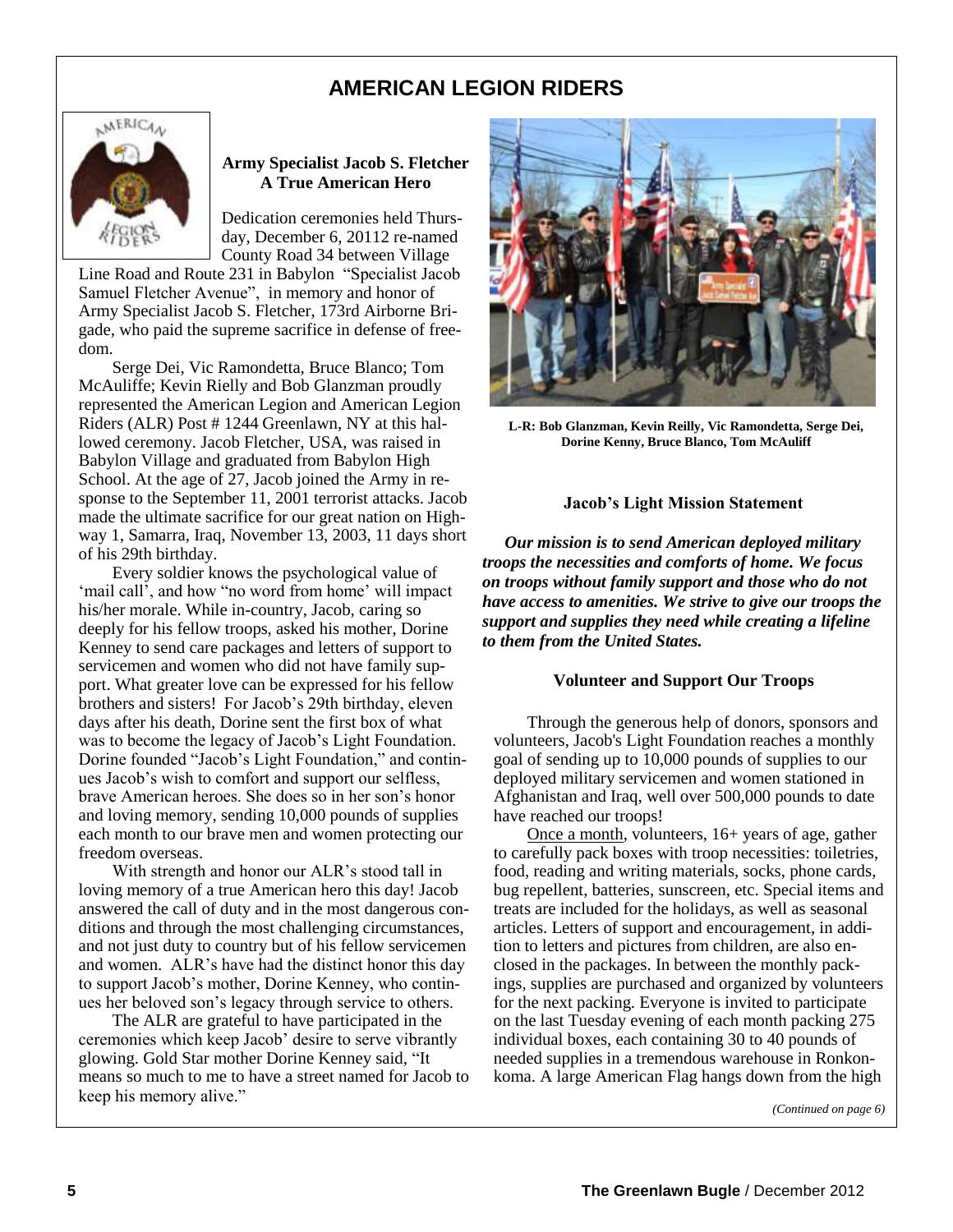## AMERICAN LEGION RIDERS

### Army Specialist Jacob S. Fletcher
### A True American Hero

Dedication ceremonies held Thursday, December 6, 20112 re-named County Road 34 between Village Line Road and Route 231 in Babylon "Specialist Jacob Samuel Fletcher Avenue", in memory and honor of Army Specialist Jacob S. Fletcher, 173rd Airborne Brigade, who paid the supreme sacrifice in defense of freedom.

Serge Dei, Vic Ramondetta, Bruce Blanco; Tom McAuliffe; Kevin Rielly and Bob Glanzman proudly represented the American Legion and American Legion Riders (ALR) Post # 1244 Greenlawn, NY at this hallowed ceremony. Jacob Fletcher, USA, was raised in Babylon Village and graduated from Babylon High School. At the age of 27, Jacob joined the Army in response to the September 11, 2001 terrorist attacks. Jacob made the ultimate sacrifice for our great nation on Highway 1, Samarra, Iraq, November 13, 2003, 11 days short of his 29th birthday.

Every soldier knows the psychological value of 'mail call', and how "no word from home' will impact his/her morale. While in-country, Jacob, caring so deeply for his fellow troops, asked his mother, Dorine Kenney to send care packages and letters of support to servicemen and women who did not have family support. What greater love can be expressed for his fellow brothers and sisters! For Jacob's 29th birthday, eleven days after his death, Dorine sent the first box of what was to become the legacy of Jacob's Light Foundation. Dorine founded "Jacob's Light Foundation," and continues Jacob's wish to comfort and support our selfless, brave American heroes. She does so in her son's honor and loving memory, sending 10,000 pounds of supplies each month to our brave men and women protecting our freedom overseas.

With strength and honor our ALR's stood tall in loving memory of a true American hero this day! Jacob answered the call of duty and in the most dangerous conditions and through the most challenging circumstances, and not just duty to country but of his fellow servicemen and women. ALR's have had the distinct honor this day to support Jacob's mother, Dorine Kenney, who continues her beloved son's legacy through service to others.

The ALR are grateful to have participated in the ceremonies which keep Jacob' desire to serve vibrantly glowing. Gold Star mother Dorine Kenney said, "It means so much to me to have a street named for Jacob to keep his memory alive."

**L-R: Bob Glanzman, Kevin Reilly, Vic Ramondetta, Serge Dei, Dorine Kenny, Bruce Blanco, Tom McAuliff**

### Jacob's Light Mission Statement

***Our mission is to send American deployed military troops the necessities and comforts of home. We focus on troops without family support and those who do not have access to amenities. We strive to give our troops the support and supplies they need while creating a lifeline to them from the United States.***

### Volunteer and Support Our Troops

Through the generous help of donors, sponsors and volunteers, Jacob's Light Foundation reaches a monthly goal of sending up to 10,000 pounds of supplies to our deployed military servicemen and women stationed in Afghanistan and Iraq, well over 500,000 pounds to date have reached our troops!

Once a month, volunteers, 16+ years of age, gather to carefully pack boxes with troop necessities: toiletries, food, reading and writing materials, socks, phone cards, bug repellent, batteries, sunscreen, etc. Special items and treats are included for the holidays, as well as seasonal articles. Letters of support and encouragement, in addition to letters and pictures from children, are also enclosed in the packages. In between the monthly packings, supplies are purchased and organized by volunteers for the next packing. Everyone is invited to participate on the last Tuesday evening of each month packing 275 individual boxes, each containing 30 to 40 pounds of needed supplies in a tremendous warehouse in Ronkonkoma. A large American Flag hangs down from the high

*(Continued on page 6)*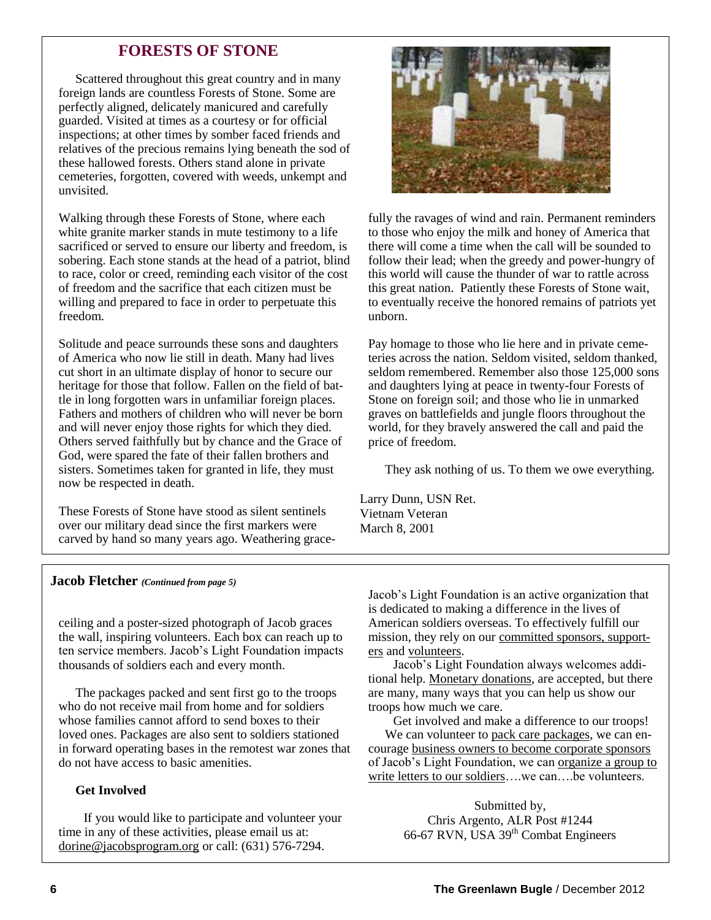## FORESTS OF STONE

Scattered throughout this great country and in many foreign lands are countless Forests of Stone. Some are perfectly aligned, delicately manicured and carefully guarded. Visited at times as a courtesy or for official inspections; at other times by somber faced friends and relatives of the precious remains lying beneath the sod of these hallowed forests. Others stand alone in private cemeteries, forgotten, covered with weeds, unkempt and unvisited.

Walking through these Forests of Stone, where each white granite marker stands in mute testimony to a life sacrificed or served to ensure our liberty and freedom, is sobering. Each stone stands at the head of a patriot, blind to race, color or creed, reminding each visitor of the cost of freedom and the sacrifice that each citizen must be willing and prepared to face in order to perpetuate this freedom.

Solitude and peace surrounds these sons and daughters of America who now lie still in death. Many had lives cut short in an ultimate display of honor to secure our heritage for those that follow. Fallen on the field of battle in long forgotten wars in unfamiliar foreign places. Fathers and mothers of children who will never be born and will never enjoy those rights for which they died. Others served faithfully but by chance and the Grace of God, were spared the fate of their fallen brothers and sisters. Sometimes taken for granted in life, they must now be respected in death.

These Forests of Stone have stood as silent sentinels over our military dead since the first markers were carved by hand so many years ago. Weathering gracefully the ravages of wind and rain. Permanent reminders to those who enjoy the milk and honey of America that there will come a time when the call will be sounded to follow their lead; when the greedy and power-hungry of this world will cause the thunder of war to rattle across this great nation. Patiently these Forests of Stone wait, to eventually receive the honored remains of patriots yet unborn.

Pay homage to those who lie here and in private cemeteries across the nation. Seldom visited, seldom thanked, seldom remembered. Remember also those 125,000 sons and daughters lying at peace in twenty-four Forests of Stone on foreign soil; and those who lie in unmarked graves on battlefields and jungle floors throughout the world, for they bravely answered the call and paid the price of freedom.

They ask nothing of us. To them we owe everything.

Larry Dunn, USN Ret.
Vietnam Veteran
March 8, 2001

---

### Jacob Fletcher *(Continued from page 5)*

ceiling and a poster-sized photograph of Jacob graces the wall, inspiring volunteers. Each box can reach up to ten service members. Jacob's Light Foundation impacts thousands of soldiers each and every month.

The packages packed and sent first go to the troops who do not receive mail from home and for soldiers whose families cannot afford to send boxes to their loved ones. Packages are also sent to soldiers stationed in forward operating bases in the remotest war zones that do not have access to basic amenities.

**Get Involved**

If you would like to participate and volunteer your time in any of these activities, please email us at: dorine@jacobsprogram.org or call: (631) 576-7294.

Jacob's Light Foundation is an active organization that is dedicated to making a difference in the lives of American soldiers overseas. To effectively fulfill our mission, they rely on our committed sponsors, supporters and volunteers.

Jacob's Light Foundation always welcomes additional help. Monetary donations, are accepted, but there are many, many ways that you can help us show our troops how much we care.

Get involved and make a difference to our troops! We can volunteer to pack care packages, we can encourage business owners to become corporate sponsors of Jacob's Light Foundation, we can organize a group to write letters to our soldiers….we can….be volunteers.

Submitted by,
Chris Argento, ALR Post #1244
66-67 RVN, USA 39th Combat Engineers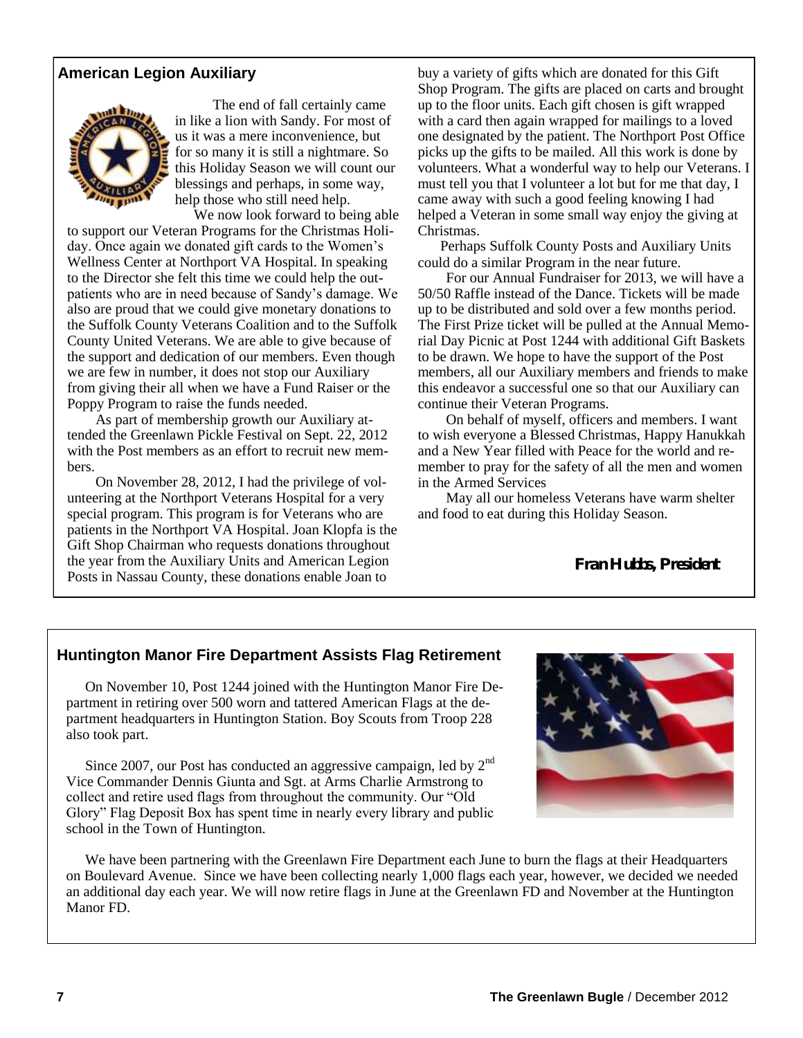## American Legion Auxiliary

The end of fall certainly came in like a lion with Sandy. For most of us it was a mere inconvenience, but for so many it is still a nightmare. So this Holiday Season we will count our blessings and perhaps, in some way, help those who still need help.

We now look forward to being able to support our Veteran Programs for the Christmas Holiday. Once again we donated gift cards to the Women's Wellness Center at Northport VA Hospital. In speaking to the Director she felt this time we could help the outpatients who are in need because of Sandy's damage. We also are proud that we could give monetary donations to the Suffolk County Veterans Coalition and to the Suffolk County United Veterans. We are able to give because of the support and dedication of our members. Even though we are few in number, it does not stop our Auxiliary from giving their all when we have a Fund Raiser or the Poppy Program to raise the funds needed.

As part of membership growth our Auxiliary attended the Greenlawn Pickle Festival on Sept. 22, 2012 with the Post members as an effort to recruit new members.

On November 28, 2012, I had the privilege of volunteering at the Northport Veterans Hospital for a very special program. This program is for Veterans who are patients in the Northport VA Hospital. Joan Klopfa is the Gift Shop Chairman who requests donations throughout the year from the Auxiliary Units and American Legion Posts in Nassau County, these donations enable Joan to buy a variety of gifts which are donated for this Gift Shop Program. The gifts are placed on carts and brought up to the floor units. Each gift chosen is gift wrapped with a card then again wrapped for mailings to a loved one designated by the patient. The Northport Post Office picks up the gifts to be mailed. All this work is done by volunteers. What a wonderful way to help our Veterans. I must tell you that I volunteer a lot but for me that day, I came away with such a good feeling knowing I had helped a Veteran in some small way enjoy the giving at Christmas.

Perhaps Suffolk County Posts and Auxiliary Units could do a similar Program in the near future.

For our Annual Fundraiser for 2013, we will have a 50/50 Raffle instead of the Dance. Tickets will be made up to be distributed and sold over a few months period. The First Prize ticket will be pulled at the Annual Memorial Day Picnic at Post 1244 with additional Gift Baskets to be drawn. We hope to have the support of the Post members, all our Auxiliary members and friends to make this endeavor a successful one so that our Auxiliary can continue their Veteran Programs.

On behalf of myself, officers and members. I want to wish everyone a Blessed Christmas, Happy Hanukkah and a New Year filled with Peace for the world and remember to pray for the safety of all the men and women in the Armed Services

May all our homeless Veterans have warm shelter and food to eat during this Holiday Season.

***Fran Hubbs, President***

## Huntington Manor Fire Department Assists Flag Retirement

On November 10, Post 1244 joined with the Huntington Manor Fire Department in retiring over 500 worn and tattered American Flags at the department headquarters in Huntington Station. Boy Scouts from Troop 228 also took part.

Since 2007, our Post has conducted an aggressive campaign, led by 2nd Vice Commander Dennis Giunta and Sgt. at Arms Charlie Armstrong to collect and retire used flags from throughout the community. Our "Old Glory" Flag Deposit Box has spent time in nearly every library and public school in the Town of Huntington.

We have been partnering with the Greenlawn Fire Department each June to burn the flags at their Headquarters on Boulevard Avenue. Since we have been collecting nearly 1,000 flags each year, however, we decided we needed an additional day each year. We will now retire flags in June at the Greenlawn FD and November at the Huntington Manor FD.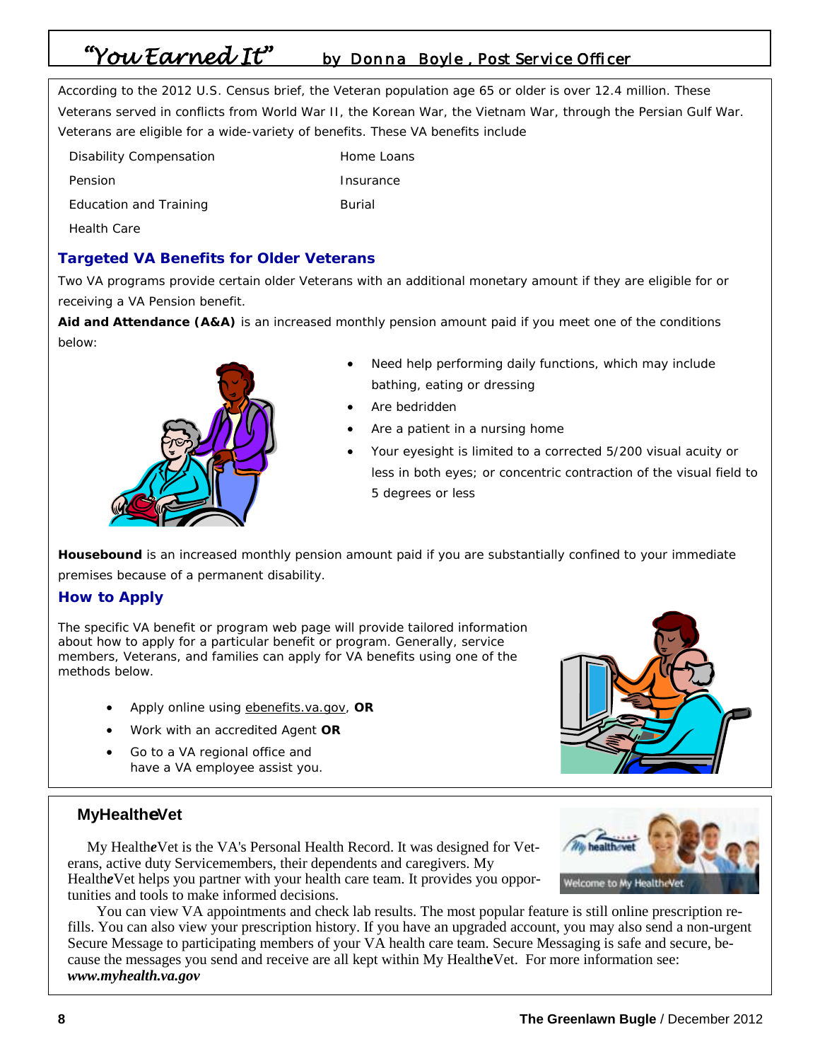# "You Earned It" by Donna Boyle, Post Service Officer

According to the 2012 U.S. Census brief, the Veteran population age 65 or older is over 12.4 million. These Veterans served in conflicts from World War II, the Korean War, the Vietnam War, through the Persian Gulf War. Veterans are eligible for a wide-variety of benefits. These VA benefits include

- Disability Compensation
- Pension
- Education and Training
- Health Care
- Home Loans
- Insurance
- Burial

## Targeted VA Benefits for Older Veterans

Two VA programs provide certain older Veterans with an additional monetary amount if they are eligible for or receiving a VA Pension benefit.

**Aid and Attendance (A&A)** is an increased monthly pension amount paid if you meet one of the conditions below:

- Need help performing daily functions, which may include bathing, eating or dressing
- Are bedridden
- Are a patient in a nursing home
- Your eyesight is limited to a corrected 5/200 visual acuity or less in both eyes; or concentric contraction of the visual field to 5 degrees or less

**Housebound** is an increased monthly pension amount paid if you are substantially confined to your immediate premises because of a permanent disability.

## How to Apply

The specific VA benefit or program web page will provide tailored information about how to apply for a particular benefit or program. Generally, service members, Veterans, and families can apply for VA benefits using one of the methods below.

- Apply online using ebenefits.va.gov, **OR**
- Work with an accredited Agent **OR**
- Go to a VA regional office and have a VA employee assist you.

## MyHealth*e*Vet

My Health*e*Vet is the VA's Personal Health Record. It was designed for Veterans, active duty Servicemembers, their dependents and caregivers. My Health*e*Vet helps you partner with your health care team. It provides you opportunities and tools to make informed decisions.

You can view VA appointments and check lab results. The most popular feature is still online prescription refills. You can also view your prescription history. If you have an upgraded account, you may also send a non-urgent Secure Message to participating members of your VA health care team. Secure Messaging is safe and secure, because the messages you send and receive are all kept within My Health**e**Vet. For more information see: ***www.myhealth.va.gov***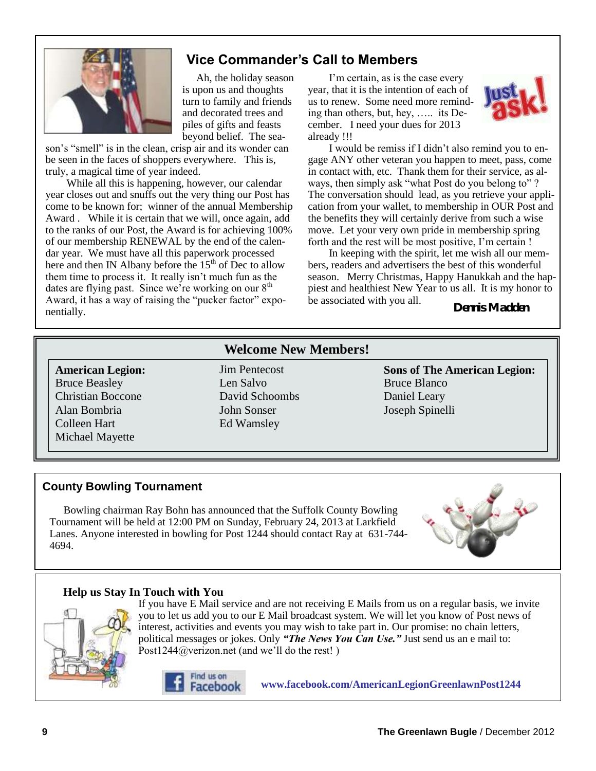## Vice Commander's Call to Members

Ah, the holiday season is upon us and thoughts turn to family and friends and decorated trees and piles of gifts and feasts beyond belief. The season's "smell" is in the clean, crisp air and its wonder can be seen in the faces of shoppers everywhere. This is, truly, a magical time of year indeed.

While all this is happening, however, our calendar year closes out and snuffs out the very thing our Post has come to be known for; winner of the annual Membership Award . While it is certain that we will, once again, add to the ranks of our Post, the Award is for achieving 100% of our membership RENEWAL by the end of the calendar year. We must have all this paperwork processed here and then IN Albany before the 15th of Dec to allow them time to process it. It really isn't much fun as the dates are flying past. Since we're working on our 8th Award, it has a way of raising the "pucker factor" exponentially.

I'm certain, as is the case every year, that it is the intention of each of us to renew. Some need more reminding than others, but, hey, ….. its December. I need your dues for 2013 already !!!

I would be remiss if I didn't also remind you to engage ANY other veteran you happen to meet, pass, come in contact with, etc. Thank them for their service, as always, then simply ask "what Post do you belong to" ? The conversation should lead, as you retrieve your application from your wallet, to membership in OUR Post and the benefits they will certainly derive from such a wise move. Let your very own pride in membership spring forth and the rest will be most positive, I'm certain !

In keeping with the spirit, let me wish all our members, readers and advertisers the best of this wonderful season. Merry Christmas, Happy Hanukkah and the happiest and healthiest New Year to us all. It is my honor to be associated with you all.

***Dennis Madden***

## Welcome New Members!

**American Legion:**
Bruce Beasley
Christian Boccone
Alan Bombria
Colleen Hart
Michael Mayette
Jim Pentecost
Len Salvo
David Schoombs
John Sonser
Ed Wamsley

**Sons of The American Legion:**
Bruce Blanco
Daniel Leary
Joseph Spinelli

## County Bowling Tournament

Bowling chairman Ray Bohn has announced that the Suffolk County Bowling Tournament will be held at 12:00 PM on Sunday, February 24, 2013 at Larkfield Lanes. Anyone interested in bowling for Post 1244 should contact Ray at 631-744-4694.

### Help us Stay In Touch with You

If you have E Mail service and are not receiving E Mails from us on a regular basis, we invite you to let us add you to our E Mail broadcast system. We will let you know of Post news of interest, activities and events you may wish to take part in. Our promise: no chain letters, political messages or jokes. Only ***"The News You Can Use."*** Just send us an e mail to: Post1244@verizon.net (and we'll do the rest! )

Find us on Facebook **www.facebook.com/AmericanLegionGreenlawnPost1244**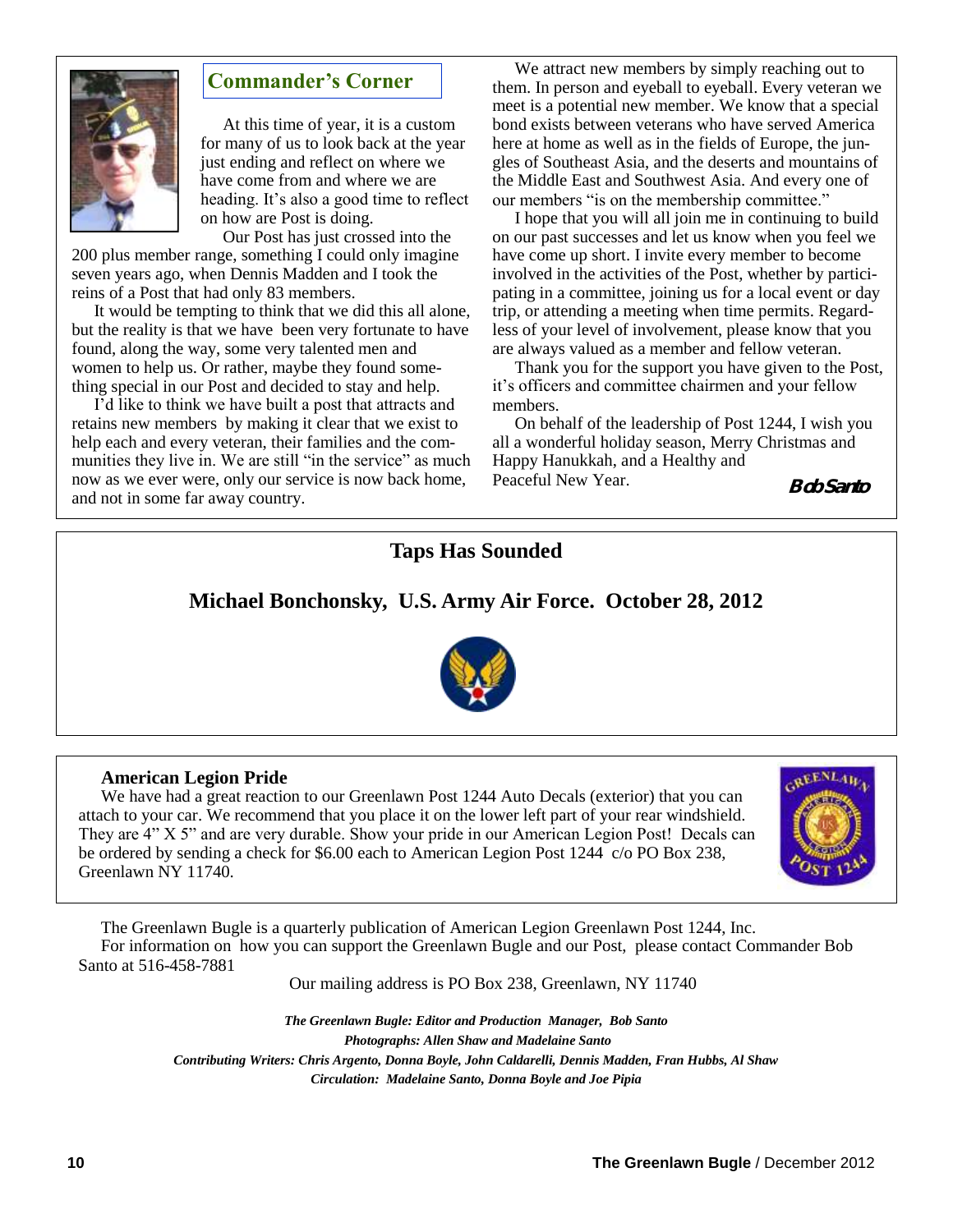## Commander's Corner

At this time of year, it is a custom for many of us to look back at the year just ending and reflect on where we have come from and where we are heading. It's also a good time to reflect on how are Post is doing.

Our Post has just crossed into the 200 plus member range, something I could only imagine seven years ago, when Dennis Madden and I took the reins of a Post that had only 83 members.

It would be tempting to think that we did this all alone, but the reality is that we have been very fortunate to have found, along the way, some very talented men and women to help us. Or rather, maybe they found something special in our Post and decided to stay and help.

I'd like to think we have built a post that attracts and retains new members by making it clear that we exist to help each and every veteran, their families and the communities they live in. We are still "in the service" as much now as we ever were, only our service is now back home, and not in some far away country.

We attract new members by simply reaching out to them. In person and eyeball to eyeball. Every veteran we meet is a potential new member. We know that a special bond exists between veterans who have served America here at home as well as in the fields of Europe, the jungles of Southeast Asia, and the deserts and mountains of the Middle East and Southwest Asia. And every one of our members "is on the membership committee."

I hope that you will all join me in continuing to build on our past successes and let us know when you feel we have come up short. I invite every member to become involved in the activities of the Post, whether by participating in a committee, joining us for a local event or day trip, or attending a meeting when time permits. Regardless of your level of involvement, please know that you are always valued as a member and fellow veteran.

Thank you for the support you have given to the Post, it's officers and committee chairmen and your fellow members.

On behalf of the leadership of Post 1244, I wish you all a wonderful holiday season, Merry Christmas and Happy Hanukkah, and a Healthy and Peaceful New Year.

***Bob Santo***

## Taps Has Sounded

**Michael Bonchonsky, U.S. Army Air Force. October 28, 2012**

### American Legion Pride

We have had a great reaction to our Greenlawn Post 1244 Auto Decals (exterior) that you can attach to your car. We recommend that you place it on the lower left part of your rear windshield. They are 4" X 5" and are very durable. Show your pride in our American Legion Post! Decals can be ordered by sending a check for $6.00 each to American Legion Post 1244 c/o PO Box 238, Greenlawn NY 11740.

The Greenlawn Bugle is a quarterly publication of American Legion Greenlawn Post 1244, Inc.

For information on how you can support the Greenlawn Bugle and our Post, please contact Commander Bob Santo at 516-458-7881

Our mailing address is PO Box 238, Greenlawn, NY 11740

***The Greenlawn Bugle: Editor and Production Manager, Bob Santo***
***Photographs: Allen Shaw and Madelaine Santo***
***Contributing Writers: Chris Argento, Donna Boyle, John Caldarelli, Dennis Madden, Fran Hubbs, Al Shaw***
***Circulation: Madelaine Santo, Donna Boyle and Joe Pipia***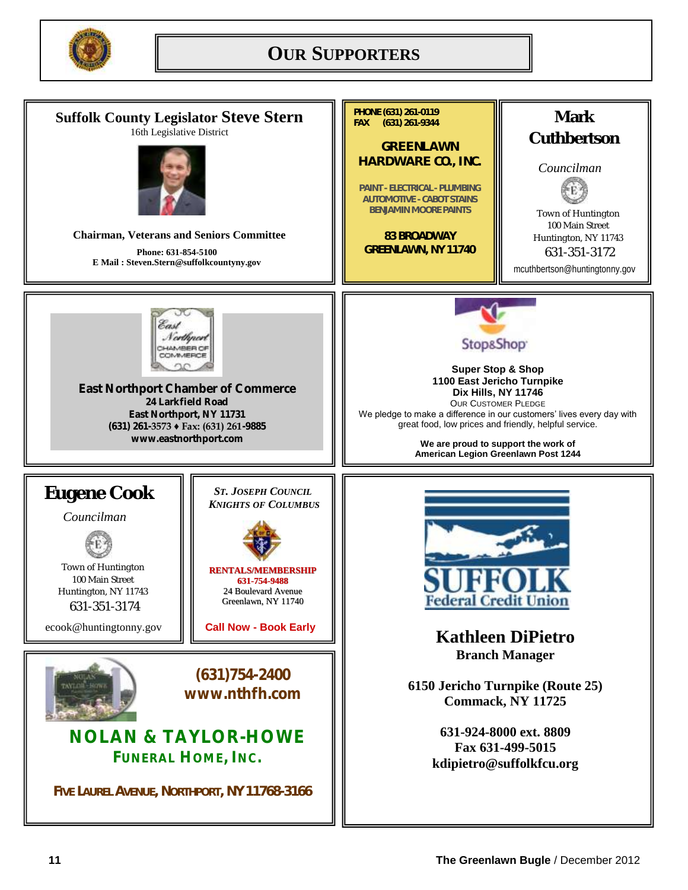# Our Supporters

**Suffolk County Legislator Steve Stern**

16th Legislative District

**Chairman, Veterans and Seniors Committee**

**Phone: 631-854-5100**
**E Mail : Steven.Stern@suffolkcountyny.gov**

---

**PHONE (631) 261-0119**
**FAX (631) 261-9344**

**GREENLAWN HARDWARE CO., INC.**

**PAINT - ELECTRICAL - PLUMBING**
**AUTOMOTIVE - CABOT STAINS**
**BENJAMIN MOORE PAINTS**

**83 BROADWAY**
**GREENLAWN, NY 11740**

---

**Mark Cuthbertson**

*Councilman*

Town of Huntington
100 Main Street
Huntington, NY 11743
631-351-3172
mcuthbertson@huntingtonny.gov

---

East Northport Chamber of Commerce

**East Northport Chamber of Commerce**
**24 Larkfield Road**
**East Northport, NY 11731**
**(631) 261-3573 ♦ Fax: (631) 261-9885**
**www.eastnorthport.com**

---

Stop&Shop

**Super Stop & Shop**
**1100 East Jericho Turnpike**
**Dix Hills, NY 11746**

Our Customer Pledge

We pledge to make a difference in our customers' lives every day with great food, low prices and friendly, helpful service.

**We are proud to support the work of American Legion Greenlawn Post 1244**

---

**Eugene Cook**

*Councilman*

Town of Huntington
100 Main Street
Huntington, NY 11743
631-351-3174

ecook@huntingtonny.gov

---

***St. Joseph Council Knights of Columbus***

**RENTALS/MEMBERSHIP**
**631-754-9488**
24 Boulevard Avenue
Greenlawn, NY 11740

**Call Now - Book Early**

---

**(631)754-2400**
**www.nthfh.com**

**NOLAN & TAYLOR-HOWE**
**FUNERAL HOME, INC.**

**FIVE LAUREL AVENUE, NORTHPORT, NY 11768-3166**

---

SUFFOLK Federal Credit Union

**Kathleen DiPietro**
**Branch Manager**

**6150 Jericho Turnpike (Route 25)**
**Commack, NY 11725**

**631-924-8000 ext. 8809**
**Fax 631-499-5015**
**kdipietro@suffolkfcu.org**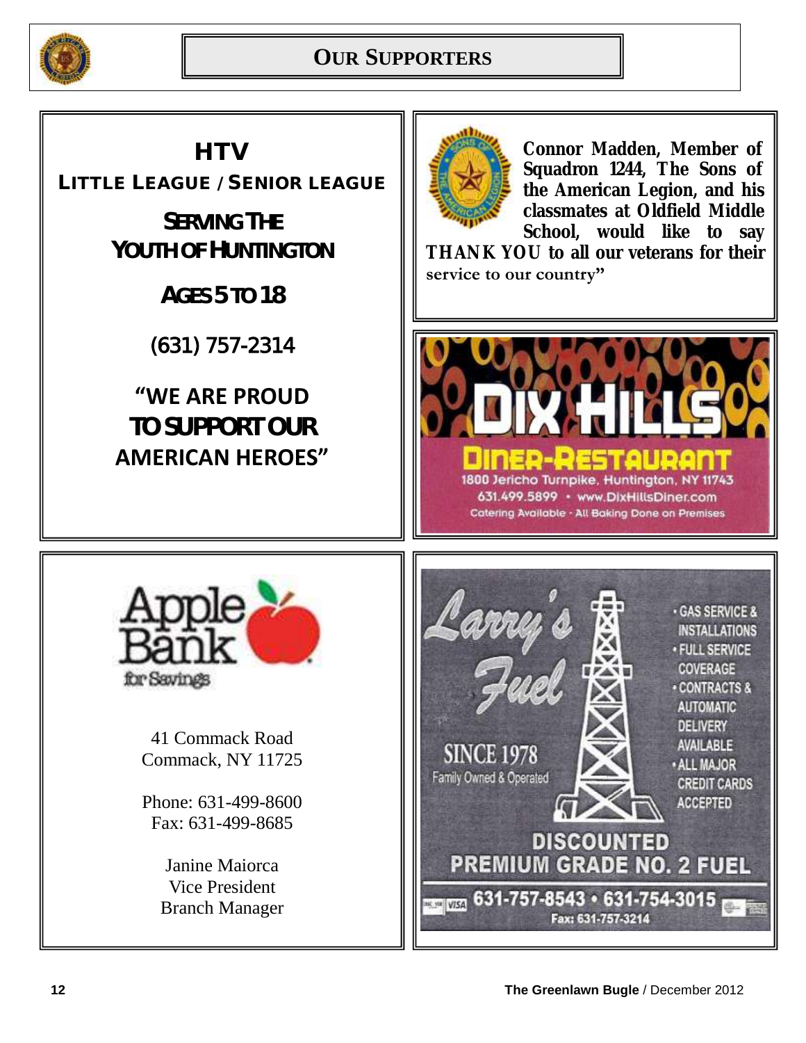# OUR SUPPORTERS

## HTV

**LITTLE LEAGUE / SENIOR LEAGUE**

**SERVING THE YOUTH OF HUNTINGTON**

**AGES 5 TO 18**

(631) 757-2314

**"WE ARE PROUD TO SUPPORT OUR AMERICAN HEROES"**

---

**Connor Madden, Member of Squadron 1244, The Sons of the American Legion, and his classmates at Oldfield Middle School, would like to say THANK YOU to all our veterans for their service to our country"**

---

**DIX HILLS**

**DINER-RESTAURANT**

1800 Jericho Turnpike, Huntington, NY 11743

631.499.5899 • www.DixHillsDiner.com

Catering Available · All Baking Done on Premises

---

**Apple Bank for Savings**

41 Commack Road
Commack, NY 11725

Phone: 631-499-8600
Fax: 631-499-8685

Janine Maiorca
Vice President
Branch Manager

---

**Larry's Fuel**

SINCE 1978
Family Owned & Operated

- GAS SERVICE & INSTALLATIONS
- FULL SERVICE COVERAGE
- CONTRACTS & AUTOMATIC DELIVERY AVAILABLE
- ALL MAJOR CREDIT CARDS ACCEPTED

**DISCOUNTED PREMIUM GRADE NO. 2 FUEL**

631-757-8543 • 631-754-3015

Fax: 631-757-3214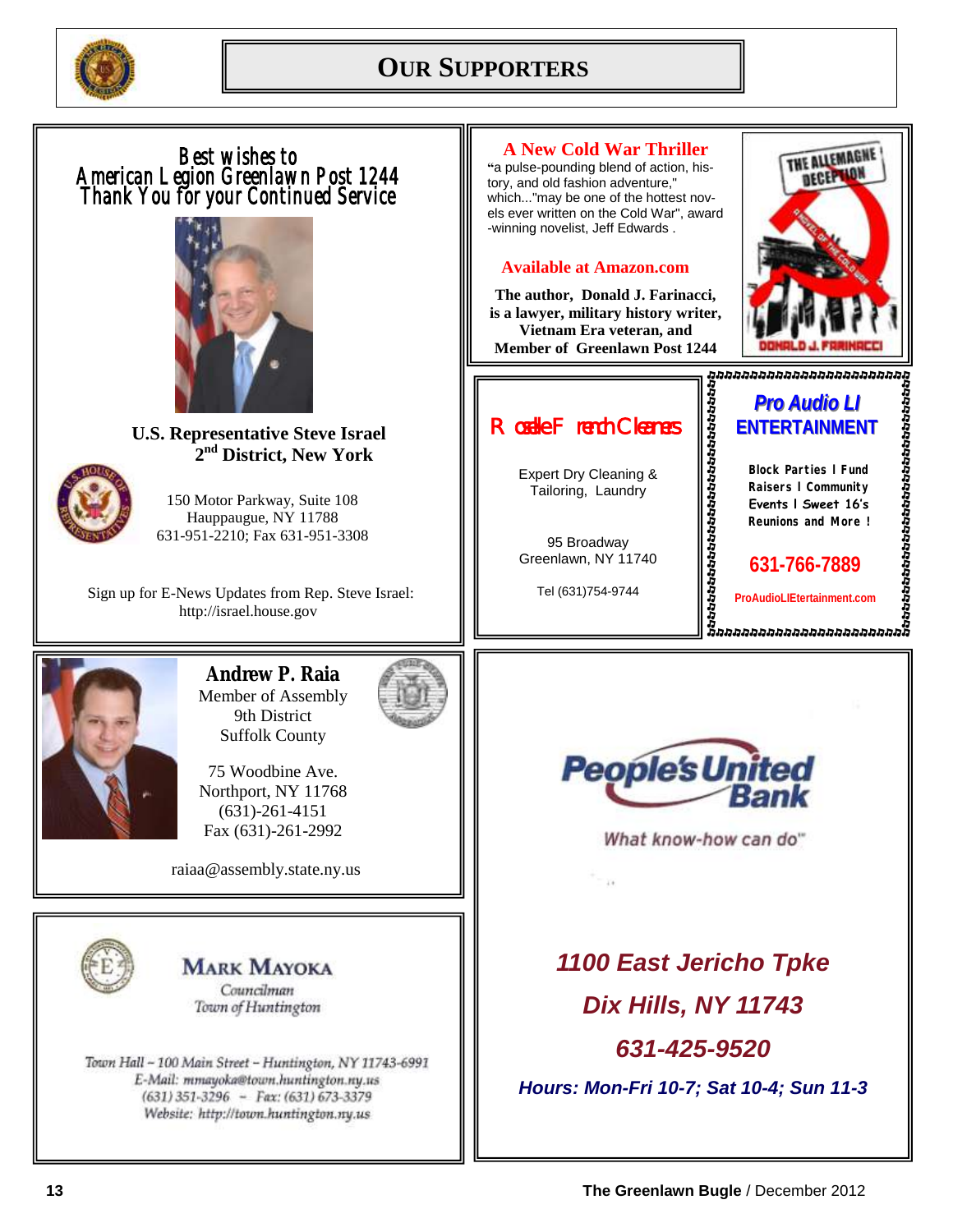# OUR SUPPORTERS

**Best wishes to American Legion Greenlawn Post 1244 Thank You for your Continued Service**

**U.S. Representative Steve Israel**
**2nd District, New York**

150 Motor Parkway, Suite 108
Hauppauge, NY 11788
631-951-2210; Fax 631-951-3308

Sign up for E-News Updates from Rep. Steve Israel:
http://israel.house.gov

---

**A New Cold War Thriller**

"a pulse-pounding blend of action, history, and old fashion adventure," which..."may be one of the hottest novels ever written on the Cold War", award-winning novelist, Jeff Edwards .

**Available at Amazon.com**

**The author, Donald J. Farinacci, is a lawyer, military history writer, Vietnam Era veteran, and Member of Greenlawn Post 1244**

THE ALLEMAGNE DECEPTION
A NOVEL OF THE COLD WAR
DONALD J. FARINACCI

---

**Roselle French Cleaners**

Expert Dry Cleaning & Tailoring, Laundry

95 Broadway
Greenlawn, NY 11740

Tel (631)754-9744

---

**Pro Audio LI ENTERTAINMENT**

Block Parties | Fund Raisers | Community Events | Sweet 16's Reunions and More !

**631-766-7889**

ProAudioLIEtertainment.com

---

**Andrew P. Raia**
Member of Assembly
9th District
Suffolk County

75 Woodbine Ave.
Northport, NY 11768
(631)-261-4151
Fax (631)-261-2992

raiaa@assembly.state.ny.us

---

**People's United Bank**

What know-how can do™

***1100 East Jericho Tpke***
***Dix Hills, NY 11743***
***631-425-9520***
***Hours: Mon-Fri 10-7; Sat 10-4; Sun 11-3***

---

**MARK MAYOKA**
*Councilman*
*Town of Huntington*

Town Hall – 100 Main Street – Huntington, NY 11743-6991
E-Mail: mmayoka@town.huntington.ny.us
(631) 351-3296 – Fax: (631) 673-3379
Website: http://town.huntington.ny.us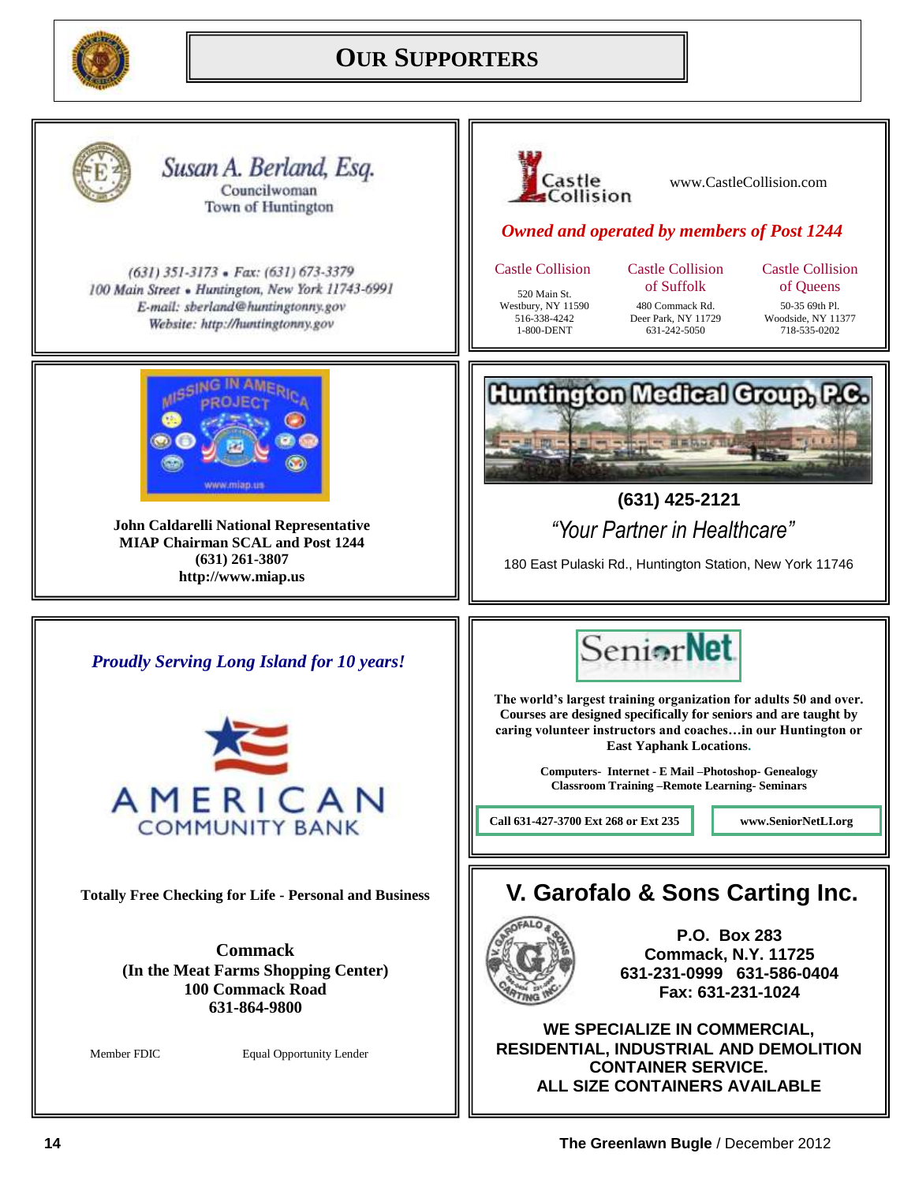# OUR SUPPORTERS

**Susan A. Berland, Esq.**
Councilwoman
Town of Huntington

(631) 351-3173 • Fax: (631) 673-3379
100 Main Street • Huntington, New York 11743-6991
E-mail: sberland@huntingtonny.gov
Website: http://huntingtonny.gov

---

**Castle Collision**

www.CastleCollision.com

*Owned and operated by members of Post 1244*

| Castle Collision | Castle Collision of Suffolk | Castle Collision of Queens |
|---|---|---|
| 520 Main St. | 480 Commack Rd. | 50-35 69th Pl. |
| Westbury, NY 11590 | Deer Park, NY 11729 | Woodside, NY 11377 |
| 516-338-4242 | 631-242-5050 | 718-535-0202 |
| 1-800-DENT | | |

---

MISSING IN AMERICA PROJECT
www.miap.us

**John Caldarelli National Representative**
**MIAP Chairman SCAL and Post 1244**
**(631) 261-3807**
**http://www.miap.us**

---

**Huntington Medical Group, P.C.**

**(631) 425-2121**

*"Your Partner in Healthcare"*

180 East Pulaski Rd., Huntington Station, New York 11746

---

*Proudly Serving Long Island for 10 years!*

**AMERICAN COMMUNITY BANK**

**Totally Free Checking for Life - Personal and Business**

**Commack**
**(In the Meat Farms Shopping Center)**
**100 Commack Road**
**631-864-9800**

Member FDIC    Equal Opportunity Lender

---

**SeniorNet**

**The world's largest training organization for adults 50 and over. Courses are designed specifically for seniors and are taught by caring volunteer instructors and coaches…in our Huntington or East Yaphank Locations.**

**Computers- Internet - E Mail –Photoshop- Genealogy**
**Classroom Training –Remote Learning- Seminars**

**Call 631-427-3700 Ext 268 or Ext 235**    **www.SeniorNetLI.org**

---

## V. Garofalo & Sons Carting Inc.

**P.O. Box 283**
**Commack, N.Y. 11725**
**631-231-0999 631-586-0404**
**Fax: 631-231-1024**

**WE SPECIALIZE IN COMMERCIAL, RESIDENTIAL, INDUSTRIAL AND DEMOLITION CONTAINER SERVICE.**
**ALL SIZE CONTAINERS AVAILABLE**